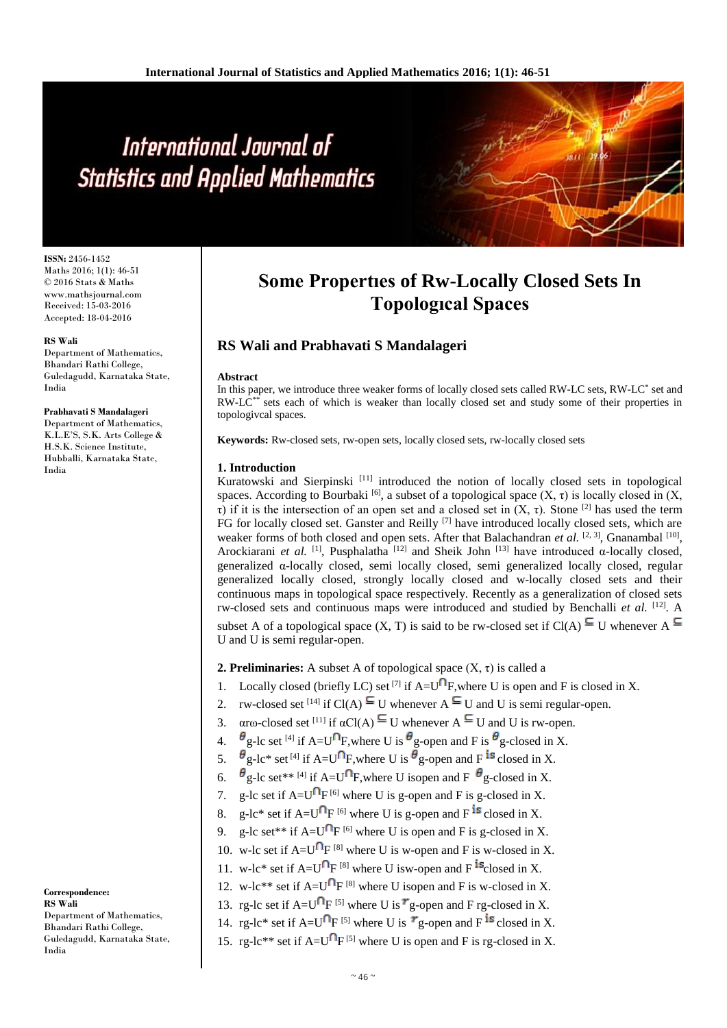ISSN: 2456-1452
Maths 2016; 1(1): 46-51
© 2016 Stats & Maths
www.mathsjournal.com
Received: 15-03-2016
Accepted: 18-04-2016

**RS Wali**
Department of Mathematics, Bhandari Rathi College, Guledagudd, Karnataka State, India

**Prabhavati S Mandalageri**
Department of Mathematics, K.L.E'S, S.K. Arts College & H.S.K. Science Institute, Hubballi, Karnataka State, India

**Correspondence:**
**RS Wali**
Department of Mathematics, Bhandari Rathi College, Guledagudd, Karnataka State, India

# Some Propertıes of Rw-Locally Closed Sets In Topologıcal Spaces

## RS Wali and Prabhavati S Mandalageri

**Abstract**

In this paper, we introduce three weaker forms of locally closed sets called RW-LC sets, RW-LC* set and RW-LC** sets each of which is weaker than locally closed set and study some of their properties in topologivcal spaces.

**Keywords:** Rw-closed sets, rw-open sets, locally closed sets, rw-locally closed sets

## 1. Introduction

Kuratowski and Sierpinski [11] introduced the notion of locally closed sets in topological spaces. According to Bourbaki [6], a subset of a topological space $(X, \tau)$ is locally closed in $(X, \tau)$ if it is the intersection of an open set and a closed set in $(X, \tau)$. Stone [2] has used the term FG for locally closed set. Ganster and Reilly [7] have introduced locally closed sets, which are weaker forms of both closed and open sets. After that Balachandran *et al.* [2, 3], Gnanambal [10], Arockiarani *et al.* [1], Pusphalatha [12] and Sheik John [13] have introduced α-locally closed, generalized α-locally closed, semi locally closed, semi generalized locally closed, regular generalized locally closed, strongly locally closed and w-locally closed sets and their continuous maps in topological space respectively. Recently as a generalization of closed sets rw-closed sets and continuous maps were introduced and studied by Benchalli *et al.* [12]. A subset A of a topological space (X, T) is said to be rw-closed set if $Cl(A) \subseteq U$ whenever $A \subseteq U$ and U is semi regular-open.

**2. Preliminaries:** A subset A of topological space $(X, \tau)$ is called a

1. Locally closed (briefly LC) set [7] if $A=U\cap F$,where U is open and F is closed in X.
2. rw-closed set [14] if $Cl(A) \subseteq U$ whenever $A \subseteq U$ and U is semi regular-open.
3. αrω-closed set [11] if $\alpha Cl(A) \subseteq U$ whenever $A \subseteq U$ and U is rw-open.
4. $\theta$g-lc set [4] if $A=U\cap F$,where U is $\theta$g-open and F is $\theta$g-closed in X.
5. $\theta$g-lc* set [4] if $A=U\cap F$,where U is $\theta$g-open and F is closed in X.
6. $\theta$g-lc set** [4] if $A=U\cap F$,where U isopen and F $\theta$g-closed in X.
7. g-lc set if $A=U\cap F$ [6] where U is g-open and F is g-closed in X.
8. g-lc* set if $A=U\cap F$ [6] where U is g-open and F is closed in X.
9. g-lc set** if $A=U\cap F$ [6] where U is open and F is g-closed in X.
10. w-lc set if $A=U\cap F$ [8] where U is w-open and F is w-closed in X.
11. w-lc* set if $A=U\cap F$ [8] where U isw-open and F is closed in X.
12. w-lc** set if $A=U\cap F$ [8] where U isopen and F is w-closed in X.
13. rg-lc set if $A=U\cap F$ [5] where U is $r$g-open and F rg-closed in X.
14. rg-lc* set if $A=U\cap F$ [5] where U is $r$g-open and F is closed in X.
15. rg-lc** set if $A=U\cap F$ [5] where U is open and F is rg-closed in X.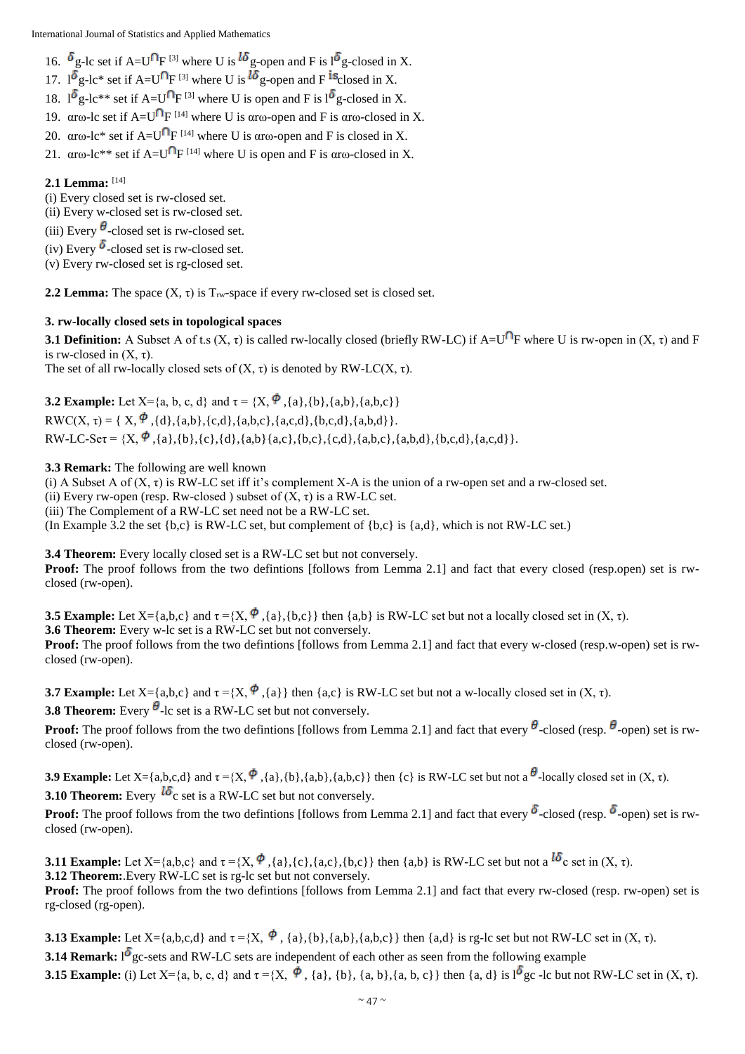16. $\delta$g-lc set if A=U$\cap$F [3] where U is $l\delta$g-open and F is l$\delta$g-closed in X.
17. l$\delta$g-lc* set if A=U$\cap$F [3] where U is $l\delta$g-open and F isclosed in X.
18. l$\delta$g-lc** set if A=U$\cap$F [3] where U is open and F is l$\delta$g-closed in X.
19. αrω-lc set if A=U$\cap$F [14] where U is αrω-open and F is αrω-closed in X.
20. αrω-lc* set if A=U$\cap$F [14] where U is αrω-open and F is closed in X.
21. αrω-lc** set if A=U$\cap$F [14] where U is open and F is αrω-closed in X.

**2.1 Lemma:** [14]

(i) Every closed set is rw-closed set.
(ii) Every w-closed set is rw-closed set.
(iii) Every $\theta$-closed set is rw-closed set.
(iv) Every $\delta$-closed set is rw-closed set.
(v) Every rw-closed set is rg-closed set.

**2.2 Lemma:** The space (X, τ) is $T_{rw}$-space if every rw-closed set is closed set.

### 3. rw-locally closed sets in topological spaces

**3.1 Definition:** A Subset A of t.s (X, τ) is called rw-locally closed (briefly RW-LC) if A=U$\cap$F where U is rw-open in (X, τ) and F is rw-closed in (X, τ).
The set of all rw-locally closed sets of (X, τ) is denoted by RW-LC(X, τ).

**3.2 Example:** Let X={a, b, c, d} and τ = {X, $\phi$ ,{a},{b},{a,b},{a,b,c}}
RWC(X, τ) = { X, $\phi$ ,{d},{a,b},{c,d},{a,b,c},{a,c,d},{b,c,d},{a,b,d}}.
RW-LC-Setτ = {X, $\phi$ ,{a},{b},{c},{d},{a,b}{a,c},{b,c},{c,d},{a,b,c},{a,b,d},{b,c,d},{a,c,d}}.

**3.3 Remark:** The following are well known
(i) A Subset A of (X, τ) is RW-LC set iff it's complement X-A is the union of a rw-open set and a rw-closed set.
(ii) Every rw-open (resp. Rw-closed ) subset of (X, τ) is a RW-LC set.
(iii) The Complement of a RW-LC set need not be a RW-LC set.
(In Example 3.2 the set {b,c} is RW-LC set, but complement of {b,c} is {a,d}, which is not RW-LC set.)

**3.4 Theorem:** Every locally closed set is a RW-LC set but not conversely.
**Proof:** The proof follows from the two defintions [follows from Lemma 2.1] and fact that every closed (resp.open) set is rw-closed (rw-open).

**3.5 Example:** Let X={a,b,c} and τ ={X, $\phi$ ,{a},{b,c}} then {a,b} is RW-LC set but not a locally closed set in (X, τ).
**3.6 Theorem:** Every w-lc set is a RW-LC set but not conversely.
**Proof:** The proof follows from the two defintions [follows from Lemma 2.1] and fact that every w-closed (resp.w-open) set is rw-closed (rw-open).

**3.7 Example:** Let X={a,b,c} and τ ={X, $\phi$ ,{a}} then {a,c} is RW-LC set but not a w-locally closed set in (X, τ).
**3.8 Theorem:** Every $\theta$-lc set is a RW-LC set but not conversely.
**Proof:** The proof follows from the two defintions [follows from Lemma 2.1] and fact that every $\theta$-closed (resp. $\theta$-open) set is rw-closed (rw-open).

**3.9 Example:** Let X={a,b,c,d} and τ ={X, $\phi$ ,{a},{b},{a,b},{a,b,c}} then {c} is RW-LC set but not a $\theta$-locally closed set in (X, τ).
**3.10 Theorem:** Every $l\delta$c set is a RW-LC set but not conversely.
**Proof:** The proof follows from the two defintions [follows from Lemma 2.1] and fact that every $\delta$-closed (resp. $\delta$-open) set is rw-closed (rw-open).

**3.11 Example:** Let X={a,b,c} and τ ={X, $\phi$ ,{a},{c},{a,c},{b,c}} then {a,b} is RW-LC set but not a $l\delta$c set in (X, τ).
**3.12 Theorem:**.Every RW-LC set is rg-lc set but not conversely.
**Proof:** The proof follows from the two defintions [follows from Lemma 2.1] and fact that every rw-closed (resp. rw-open) set is rg-closed (rg-open).

**3.13 Example:** Let X={a,b,c,d} and τ ={X, $\phi$ , {a},{b},{a,b},{a,b,c}} then {a,d} is rg-lc set but not RW-LC set in (X, τ).
**3.14 Remark:** l$\delta$gc-sets and RW-LC sets are independent of each other as seen from the following example
**3.15 Example:** (i) Let X={a, b, c, d} and τ ={X, $\phi$ , {a}, {b}, {a, b},{a, b, c}} then {a, d} is l$\delta$gc -lc but not RW-LC set in (X, τ).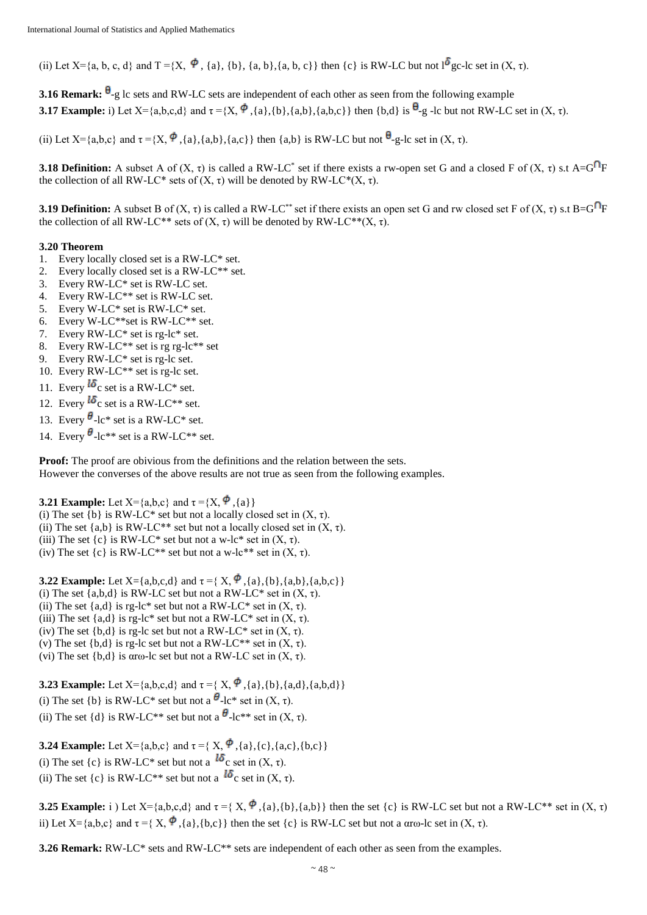(ii) Let X={a, b, c, d} and T ={X, $\Phi$, {a}, {b}, {a, b},{a, b, c}} then {c} is RW-LC but not $l^{\delta}$gc-lc set in (X, τ).

**3.16 Remark:** $\theta$-g lc sets and RW-LC sets are independent of each other as seen from the following example

**3.17 Example:** i) Let X={a,b,c,d} and τ ={X, $\Phi$ ,{a},{b},{a,b},{a,b,c}} then {b,d} is $\theta$-g -lc but not RW-LC set in (X, τ).

(ii) Let X={a,b,c} and τ ={X, $\Phi$ ,{a},{a,b},{a,c}} then {a,b} is RW-LC but not $\theta$-g-lc set in (X, τ).

**3.18 Definition:** A subset A of (X, τ) is called a RW-LC* set if there exists a rw-open set G and a closed F of (X, τ) s.t A=G$\cap$F the collection of all RW-LC* sets of (X, τ) will be denoted by RW-LC*(X, τ).

**3.19 Definition:** A subset B of (X, τ) is called a RW-LC** set if there exists an open set G and rw closed set F of (X, τ) s.t B=G$\cap$F the collection of all RW-LC** sets of (X, τ) will be denoted by RW-LC**(X, τ).

**3.20 Theorem**

1. Every locally closed set is a RW-LC* set.
2. Every locally closed set is a RW-LC** set.
3. Every RW-LC* set is RW-LC set.
4. Every RW-LC** set is RW-LC set.
5. Every W-LC* set is RW-LC* set.
6. Every W-LC**set is RW-LC** set.
7. Every RW-LC* set is rg-lc* set.
8. Every RW-LC** set is rg rg-lc** set
9. Every RW-LC* set is rg-lc set.
10. Every RW-LC** set is rg-lc set.
11. Every $l\delta$c set is a RW-LC* set.
12. Every $l\delta$c set is a RW-LC** set.
13. Every $\theta$-lc* set is a RW-LC* set.
14. Every $\theta$-lc** set is a RW-LC** set.

**Proof:** The proof are obivious from the definitions and the relation between the sets.
However the converses of the above results are not true as seen from the following examples.

**3.21 Example:** Let X={a,b,c} and τ ={X, $\Phi$ ,{a}}
(i) The set {b} is RW-LC* set but not a locally closed set in (X, τ).
(ii) The set {a,b} is RW-LC** set but not a locally closed set in (X, τ).
(iii) The set {c} is RW-LC* set but not a w-lc* set in (X, τ).
(iv) The set {c} is RW-LC** set but not a w-lc** set in (X, τ).

**3.22 Example:** Let X={a,b,c,d} and τ ={ X, $\Phi$ ,{a},{b},{a,b},{a,b,c}}
(i) The set {a,b,d} is RW-LC set but not a RW-LC* set in (X, τ).
(ii) The set {a,d} is rg-lc* set but not a RW-LC* set in (X, τ).
(iii) The set {a,d} is rg-lc* set but not a RW-LC* set in (X, τ).
(iv) The set {b,d} is rg-lc set but not a RW-LC* set in (X, τ).
(v) The set {b,d} is rg-lc set but not a RW-LC** set in (X, τ).
(vi) The set {b,d} is αrω-lc set but not a RW-LC set in (X, τ).

**3.23 Example:** Let X={a,b,c,d} and τ ={ X, $\Phi$ ,{a},{b},{a,d},{a,b,d}}
(i) The set {b} is RW-LC* set but not a $\theta$-lc* set in (X, τ).
(ii) The set {d} is RW-LC** set but not a $\theta$-lc** set in (X, τ).

**3.24 Example:** Let X={a,b,c} and τ ={ X, $\Phi$ ,{a},{c},{a,c},{b,c}}
(i) The set {c} is RW-LC* set but not a $l\delta$c set in (X, τ).
(ii) The set {c} is RW-LC** set but not a $l\delta$c set in (X, τ).

**3.25 Example:** i ) Let X={a,b,c,d} and τ ={ X, $\Phi$ ,{a},{b},{a,b}} then the set {c} is RW-LC set but not a RW-LC** set in (X, τ)
ii) Let X={a,b,c} and τ ={ X, $\Phi$ ,{a},{b,c}} then the set {c} is RW-LC set but not a αrω-lc set in (X, τ).

**3.26 Remark:** RW-LC* sets and RW-LC** sets are independent of each other as seen from the examples.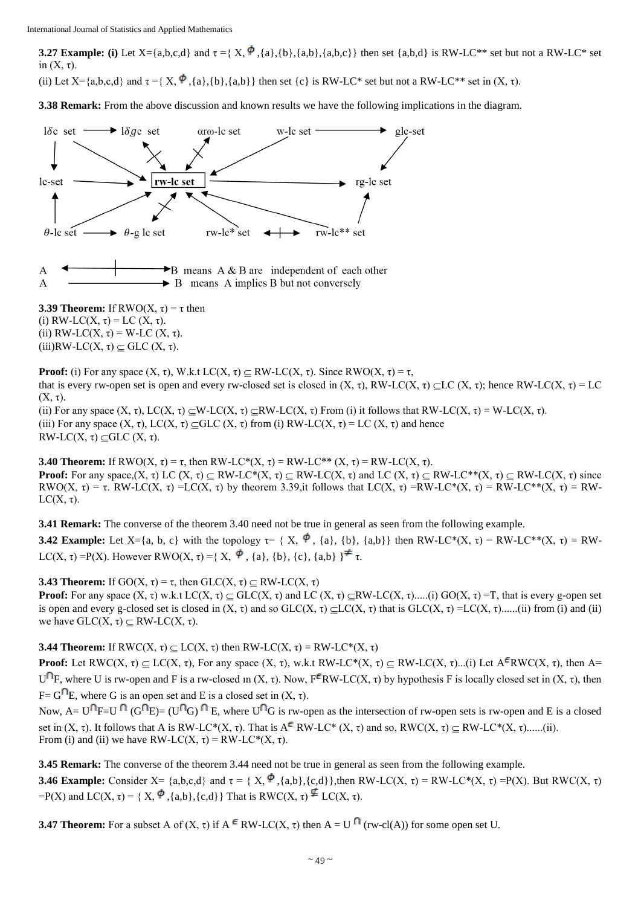**3.27 Example: (i)** Let X={a,b,c,d} and τ ={ X, $\phi$ ,{a},{b},{a,b},{a,b,c}} then set {a,b,d} is RW-LC** set but not a RW-LC* set in (X, τ).

(ii) Let X={a,b,c,d} and τ ={ X, $\phi$ ,{a},{b},{a,b}} then set {c} is RW-LC* set but not a RW-LC** set in (X, τ).

**3.38 Remark:** From the above discussion and known results we have the following implications in the diagram.

lδc set → lδgc set; αrω-lc set; w-lc set → glc-set

lc-set → **rw-lc set** → rg-lc set

θ-lc set → θ-g lc set; rw-lc* set ↔ rw-lc** set

A ←|→ B means A & B are independent of each other

A ——→ B means A implies B but not conversely

**3.39 Theorem:** If RWO(X, τ) = τ then

(i) RW-LC(X, τ) = LC (X, τ).

(ii) RW-LC(X, τ) = W-LC (X, τ).

(iii)RW-LC(X, τ) ⊆ GLC (X, τ).

**Proof:** (i) For any space (X, τ), W.k.t LC(X, τ) ⊆ RW-LC(X, τ). Since RWO(X, τ) = τ,
that is every rw-open set is open and every rw-closed set is closed in (X, τ), RW-LC(X, τ) ⊆LC (X, τ); hence RW-LC(X, τ) = LC (X, τ).

(ii) For any space (X, τ), LC(X, τ) ⊆W-LC(X, τ) ⊆RW-LC(X, τ) From (i) it follows that RW-LC(X, τ) = W-LC(X, τ).

(iii) For any space (X, τ), LC(X, τ) ⊆GLC (X, τ) from (i) RW-LC(X, τ) = LC (X, τ) and hence
RW-LC(X, τ) ⊆GLC (X, τ).

**3.40 Theorem:** If RWO(X, τ) = τ, then RW-LC*(X, τ) = RW-LC** (X, τ) = RW-LC(X, τ).

**Proof:** For any space,(X, τ) LC (X, τ) ⊆ RW-LC*(X, τ) ⊆ RW-LC(X, τ) and LC (X, τ) ⊆ RW-LC**(X, τ) ⊆ RW-LC(X, τ) since RWO(X, τ) = τ. RW-LC(X, τ) =LC(X, τ) by theorem 3.39,it follows that LC(X, τ) =RW-LC*(X, τ) = RW-LC**(X, τ) = RW-LC(X, τ).

**3.41 Remark:** The converse of the theorem 3.40 need not be true in general as seen from the following example.

**3.42 Example:** Let X={a, b, c} with the topology τ= { X, $\phi$, {a}, {b}, {a,b}} then RW-LC*(X, τ) = RW-LC**(X, τ) = RW-LC(X, τ) =P(X). However RWO(X, τ) ={ X, $\phi$ , {a}, {b}, {c}, {a,b} }$\neq$ τ.

**3.43 Theorem:** If GO(X, τ) = τ, then GLC(X, τ) ⊆ RW-LC(X, τ)

**Proof:** For any space (X, τ) w.k.t LC(X, τ) ⊆ GLC(X, τ) and LC (X, τ) ⊆RW-LC(X, τ).....(i) GO(X, τ) =T, that is every g-open set is open and every g-closed set is closed in (X, τ) and so GLC(X, τ) ⊆LC(X, τ) that is GLC(X, τ) =LC(X, τ)......(ii) from (i) and (ii) we have GLC(X, τ) ⊆ RW-LC(X, τ).

**3.44 Theorem:** If RWC(X, τ) ⊆ LC(X, τ) then RW-LC(X, τ) = RW-LC*(X, τ)

**Proof:** Let RWC(X, τ) ⊆ LC(X, τ), For any space (X, τ), w.k.t RW-LC*(X, τ) ⊆ RW-LC(X, τ)...(i) Let A$\in$RWC(X, τ), then A= U$\cap$F, where U is rw-open and F is a rw-closed ın (X, τ). Now, F$\in$RW-LC(X, τ) by hypothesis F is locally closed set in (X, τ), then F= G$\cap$E, where G is an open set and E is a closed set in (X, τ).

Now, A= U$\cap$F=U $\cap$ (G$\cap$E)= (U$\cap$G) $\cap$ E, where U$\cap$G is rw-open as the intersection of rw-open sets is rw-open and E is a closed set in (X, τ). It follows that A is RW-LC*(X, τ). That is A$\in$ RW-LC* (X, τ) and so, RWC(X, τ) ⊆ RW-LC*(X, τ)......(ii).
From (i) and (ii) we have RW-LC(X, τ) = RW-LC*(X, τ).

**3.45 Remark:** The converse of the theorem 3.44 need not be true in general as seen from the following example.

**3.46 Example:** Consider X= {a,b,c,d} and τ = { X, $\phi$ ,{a,b},{c,d}},then RW-LC(X, τ) = RW-LC*(X, τ) =P(X). But RWC(X, τ) =P(X) and LC(X, τ) = { X, $\phi$ ,{a,b},{c,d}} That is RWC(X, τ) $\nsubseteq$ LC(X, τ).

**3.47 Theorem:** For a subset A of (X, τ) if A $\in$ RW-LC(X, τ) then A = U $\cap$ (rw-cl(A)) for some open set U.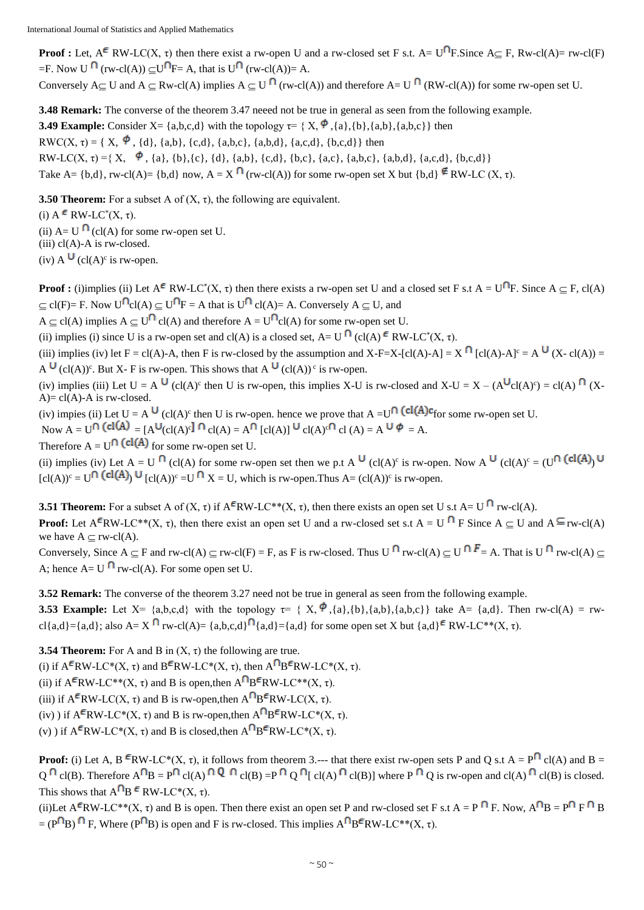**Proof :** Let, $A \in$ RW-LC(X, τ) then there exist a rw-open U and a rw-closed set F s.t. $A= U \cap F$.Since $A \subseteq F$, Rw-cl(A)= rw-cl(F) =F. Now $U \cap$ (rw-cl(A)) $\subseteq U \cap F$= A, that is $U \cap$ (rw-cl(A))= A.

Conversely $A \subseteq U$ and $A \subseteq$ Rw-cl(A) implies $A \subseteq U \cap$ (rw-cl(A)) and therefore $A= U \cap$ (RW-cl(A)) for some rw-open set U.

**3.48 Remark:** The converse of the theorem 3.47 neeed not be true in general as seen from the following example.

**3.49 Example:** Consider X= {a,b,c,d} with the topology τ= { X, $\phi$ ,{a},{b},{a,b},{a,b,c}} then

RWC(X, τ) = { X, $\phi$ , {d}, {a,b}, {c,d}, {a,b,c}, {a,b,d}, {a,c,d}, {b,c,d}} then

RW-LC(X, τ) ={ X, $\phi$ , {a}, {b},{c}, {d}, {a,b}, {c,d}, {b,c}, {a,c}, {a,b,c}, {a,b,d}, {a,c,d}, {b,c,d}}

Take A= {b,d}, rw-cl(A)= {b,d} now, A = $X \cap$ (rw-cl(A)) for some rw-open set X but {b,d} $\notin$ RW-LC (X, τ).

**3.50 Theorem:** For a subset A of (X, τ), the following are equivalent.

(i) $A \in$ RW-LC$^*$(X, τ).

(ii) A= $U \cap$ (cl(A) for some rw-open set U.

(iii) cl(A)-A is rw-closed.

(iv) $A \cup (cl(A)^c$ is rw-open.

**Proof :** (i)implies (ii) Let $A \in$ RW-LC$^*$(X, τ) then there exists a rw-open set U and a closed set F s.t $A = U \cap F$. Since $A \subseteq F$, cl(A) $\subseteq$ cl(F)= F. Now $U \cap cl(A) \subseteq U \cap F$ = A that is $U \cap$ cl(A)= A. Conversely $A \subseteq U$, and

$A \subseteq$ cl(A) implies $A \subseteq U \cap$ cl(A) and therefore A = $U \cap$cl(A) for some rw-open set U.

(ii) implies (i) since U is a rw-open set and cl(A) is a closed set, A= $U \cap$ (cl(A) $\in$ RW-LC$^*$(X, τ).

(iii) implies (iv) let F = cl(A)-A, then F is rw-closed by the assumption and X-F=X-[cl(A)-A] = $X \cap [cl(A)-A]^c = A \cup$ (X- cl(A)) = $A \cup (cl(A))^c$. But X- F is rw-open. This shows that $A \cup (cl(A))^c$ is rw-open.

(iv) implies (iii) Let U = $A \cup (cl(A)^c$ then U is rw-open, this implies X-U is rw-closed and X-U = X – $(A \cup cl(A)^c)$ = cl(A) $\cap$ (X-A)= cl(A)-A is rw-closed.

(iv) impies (ii) Let U = $A \cup (cl(A)^c$ then U is rw-open. hence we prove that A =$U \cap (cl(A))^c$for some rw-open set U.

Now A = $U \cap (cl(A))$ = $[A \cup (cl(A)^c] \cap$ cl(A) = $A \cap [cl(A)] \cup cl(A)^c \cap$ cl (A) = $A \cup \phi$ = A.

Therefore A = $U \cap (cl(A))$ for some rw-open set U.

(ii) implies (iv) Let A = $U \cap$ (cl(A) for some rw-open set then we p.t $A \cup (cl(A)^c$ is rw-open. Now $A \cup (cl(A)^c = (U \cap (cl(A)) \cup [cl(A))]^c = U \cap (cl(A)) \cup [cl(A))^c = U \cap X$ = U, which is rw-open.Thus A= $(cl(A))^c$ is rw-open.

**3.51 Theorem:** For a subset A of (X, τ) if $A \in$RW-LC**(X, τ), then there exists an open set U s.t A= $U \cap$ rw-cl(A).

**Proof:** Let $A \in$RW-LC**(X, τ), then there exist an open set U and a rw-closed set s.t A = $U \cap$ F Since $A \subseteq U$ and $A \subseteq$rw-cl(A) we have $A \subseteq$ rw-cl(A).

Conversely, Since $A \subseteq F$ and rw-cl(A) $\subseteq$ rw-cl(F) = F, as F is rw-closed. Thus $U \cap$ rw-cl(A) $\subseteq U \cap F$= A. That is $U \cap$ rw-cl(A) $\subseteq$ A; hence A= $U \cap$ rw-cl(A). For some open set U.

**3.52 Remark:** The converse of the theorem 3.27 need not be true in general as seen from the following example.

**3.53 Example:** Let X= {a,b,c,d} with the topology τ= { X, $\phi$ ,{a},{b},{a,b},{a,b,c}} take A= {a,d}. Then rw-cl(A) = rw-cl{a,d}={a,d}; also A= $X \cap$ rw-cl(A)= {a,b,c,d}$\cap${a,d}={a,d} for some open set X but {a,d}$\in$ RW-LC**(X, τ).

**3.54 Theorem:** For A and B in (X, τ) the following are true.

(i) if $A \in$RW-LC*(X, τ) and $B \in$RW-LC*(X, τ), then $A \cap B \in$RW-LC*(X, τ).

(ii) if $A \in$RW-LC**(X, τ) and B is open,then $A \cap B \in$RW-LC**(X, τ).

(iii) if $A \in$RW-LC(X, τ) and B is rw-open,then $A \cap B \in$RW-LC(X, τ).

(iv) ) if $A \in$RW-LC*(X, τ) and B is rw-open,then $A \cap B \in$RW-LC*(X, τ).

(v) ) if $A \in$RW-LC*(X, τ) and B is closed,then $A \cap B \in$RW-LC*(X, τ).

**Proof:** (i) Let A, B $\in$RW-LC*(X, τ), it follows from theorem 3.--- that there exist rw-open sets P and Q s.t A = $P \cap$ cl(A) and B = $Q \cap$ cl(B). Therefore $A \cap B$ = $P \cap$ cl(A) $\cap Q \cap$ cl(B) =$P \cap Q \cap$[ cl(A) $\cap$ cl(B)] where $P \cap Q$ is rw-open and cl(A) $\cap$ cl(B) is closed. This shows that $A \cap B \in$ RW-LC*(X, τ).

(ii)Let $A \in$RW-LC**(X, τ) and B is open. Then there exist an open set P and rw-closed set F s.t A = $P \cap$ F. Now, $A \cap B$ = $P \cap F \cap B$ = $(P \cap B) \cap$ F, Where $(P \cap B)$ is open and F is rw-closed. This implies $A \cap B \in$RW-LC**(X, τ).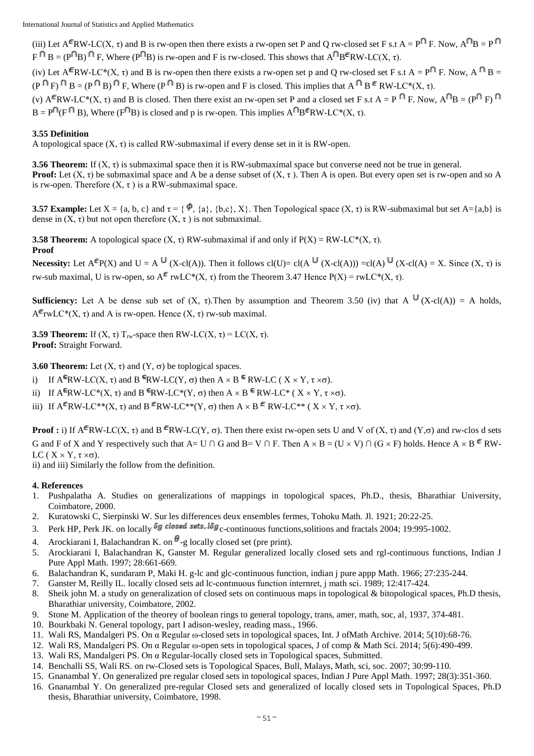(iii) Let $A \in RW\text{-}LC(X, \tau)$ and B is rw-open then there exists a rw-open set P and Q rw-closed set F s.t $A = P \cap F$. Now, $A \cap B = P \cap F \cap B = (P \cap B) \cap F$, Where $(P \cap B)$ is rw-open and F is rw-closed. This shows that $A \cap B \in RW\text{-}LC(X, \tau)$.

(iv) Let $A \in RW\text{-}LC^*(X, \tau)$ and B is rw-open then there exists a rw-open set p and Q rw-closed set F s.t $A = P \cap F$. Now, $A \cap B = (P \cap F) \cap B = (P \cap B) \cap F$, Where $(P \cap B)$ is rw-open and F is closed. This implies that $A \cap B \in RW\text{-}LC^*(X, \tau)$.

(v) $A \in RW\text{-}LC^*(X, \tau)$ and B is closed. Then there exist an rw-open set P and a closed set F s.t $A = P \cap F$. Now, $A \cap B = (P \cap F) \cap B = P \cap (F \cap B)$, Where $(F \cap B)$ is closed and p is rw-open. This implies $A \cap B \in RW\text{-}LC^*(X, \tau)$.

**3.55 Definition**
A topological space $(X, \tau)$ is called RW-submaximal if every dense set in it is RW-open.

**3.56 Theorem:** If $(X, \tau)$ is submaximal space then it is RW-submaximal space but converse need not be true in general.
**Proof:** Let $(X, \tau)$ be submaximal space and A be a dense subset of $(X, \tau)$. Then A is open. But every open set is rw-open and so A is rw-open. Therefore $(X, \tau)$ is a RW-submaximal space.

**3.57 Example:** Let $X = \{a, b, c\}$ and $\tau = \{\Phi, \{a\}, \{b,c\}, X\}$. Then Topological space $(X, \tau)$ is RW-submaximal but set $A=\{a,b\}$ is dense in $(X, \tau)$ but not open therefore $(X, \tau)$ is not submaximal.

**3.58 Theorem:** A topological space $(X, \tau)$ RW-submaximal if and only if $P(X) = RW\text{-}LC^*(X, \tau)$.
**Proof**

**Necessity:** Let $A \in P(X)$ and $U = A \cup (X\text{-}cl(A))$. Then it follows $cl(U)= cl(A \cup (X\text{-}cl(A))) = cl(A) \cup (X\text{-}cl(A) = X$. Since $(X, \tau)$ is rw-sub maximal, U is rw-open, so $A \in rwLC^*(X, \tau)$ from the Theorem 3.47 Hence $P(X) = rwLC^*(X, \tau)$.

**Sufficiency:** Let A be dense sub set of $(X, \tau)$.Then by assumption and Theorem 3.50 (iv) that $A \cup (X\text{-}cl(A)) = A$ holds, $A \in rwLC^*(X, \tau)$ and A is rw-open. Hence $(X, \tau)$ rw-sub maximal.

**3.59 Theorem:** If $(X, \tau)$ $T_{rw}$-space then $RW\text{-}LC(X, \tau) = LC(X, \tau)$.
**Proof:** Straight Forward.

**3.60 Theorem:** Let $(X, \tau)$ and $(Y, \sigma)$ be toplogical spaces.

i) If $A \in RW\text{-}LC(X, \tau)$ and $B \in RW\text{-}LC(Y, \sigma)$ then $A \times B \in RW\text{-}LC(X \times Y, \tau \times \sigma)$.
ii) If $A \in RW\text{-}LC^*(X, \tau)$ and $B \in RW\text{-}LC^*(Y, \sigma)$ then $A \times B \in RW\text{-}LC^*(X \times Y, \tau \times \sigma)$.
iii) If $A \in RW\text{-}LC^{**}(X, \tau)$ and $B \in RW\text{-}LC^{**}(Y, \sigma)$ then $A \times B \in RW\text{-}LC^{**}(X \times Y, \tau \times \sigma)$.

**Proof :** i) If $A \in RW\text{-}LC(X, \tau)$ and $B \in RW\text{-}LC(Y, \sigma)$. Then there exist rw-open sets U and V of $(X, \tau)$ and $(Y,\sigma)$ and rw-clos d sets G and F of X and Y respectively such that $A= U \cap G$ and $B= V \cap F$. Then $A \times B = (U \times V) \cap (G \times F)$ holds. Hence $A \times B \in RW\text{-}LC(X \times Y, \tau \times \sigma)$.
ii) and iii) Similarly the follow from the definition.

## 4. References

1. Pushpalatha A. Studies on generalizations of mappings in topological spaces, Ph.D., thesis, Bharathiar University, Coimbatore, 2000.
2. Kuratowski C, Sierpinski W. Sur les differences deux ensembles fermes, Tohoku Math. Jl. 1921; 20:22-25.
3. Perk HP, Perk JK. on locally δg closed sets, lδg c-continuous functions,solitions and fractals 2004; 19:995-1002.
4. Arockiarani I, Balachandran K. on θ-g locally closed set (pre print).
5. Arockiarani I, Balachandran K, Ganster M. Regular generalized locally closed sets and rgl-continuous functions, Indian J Pure Appl Math. 1997; 28:661-669.
6. Balachandran K, sundaram P, Maki H. g-lc and glc-continuous function, indian j pure appp Math. 1966; 27:235-244.
7. Ganster M, Reilly IL. locally closed sets ad lc-continuous function internret, j math sci. 1989; 12:417-424.
8. Sheik john M. a study on generalization of closed sets on continuous maps in topological & bitopological spaces, Ph.D thesis, Bharathiar university, Coimbatore, 2002.
9. Stone M. Application of the theorey of boolean rings to general topology, trans, amer, math, soc, al, 1937, 374-481.
10. Bourkbaki N. General topology, part I adison-wesley, reading mass., 1966.
11. Wali RS, Mandalgeri PS. On α Regular ω-closed sets in topological spaces, Int. J ofMath Archive. 2014; 5(10):68-76.
12. Wali RS, Mandalgeri PS. On α Regular ω-open sets in topological spaces, J of comp & Math Sci. 2014; 5(6):490-499.
13. Wali RS, Mandalgeri PS. On α Regular-locally closed sets in Topological spaces, Submitted.
14. Benchalli SS, Wali RS. on rw-Closed sets is Topological Spaces, Bull, Malays, Math, sci, soc. 2007; 30:99-110.
15. Gnanambal Y. On generalized pre regular closed sets in topological spaces, Indian J Pure Appl Math. 1997; 28(3):351-360.
16. Gnanambal Y. On generalized pre-regular Closed sets and generalized of locally closed sets in Topological Spaces, Ph.D thesis, Bharathiar university, Coimbatore, 1998.